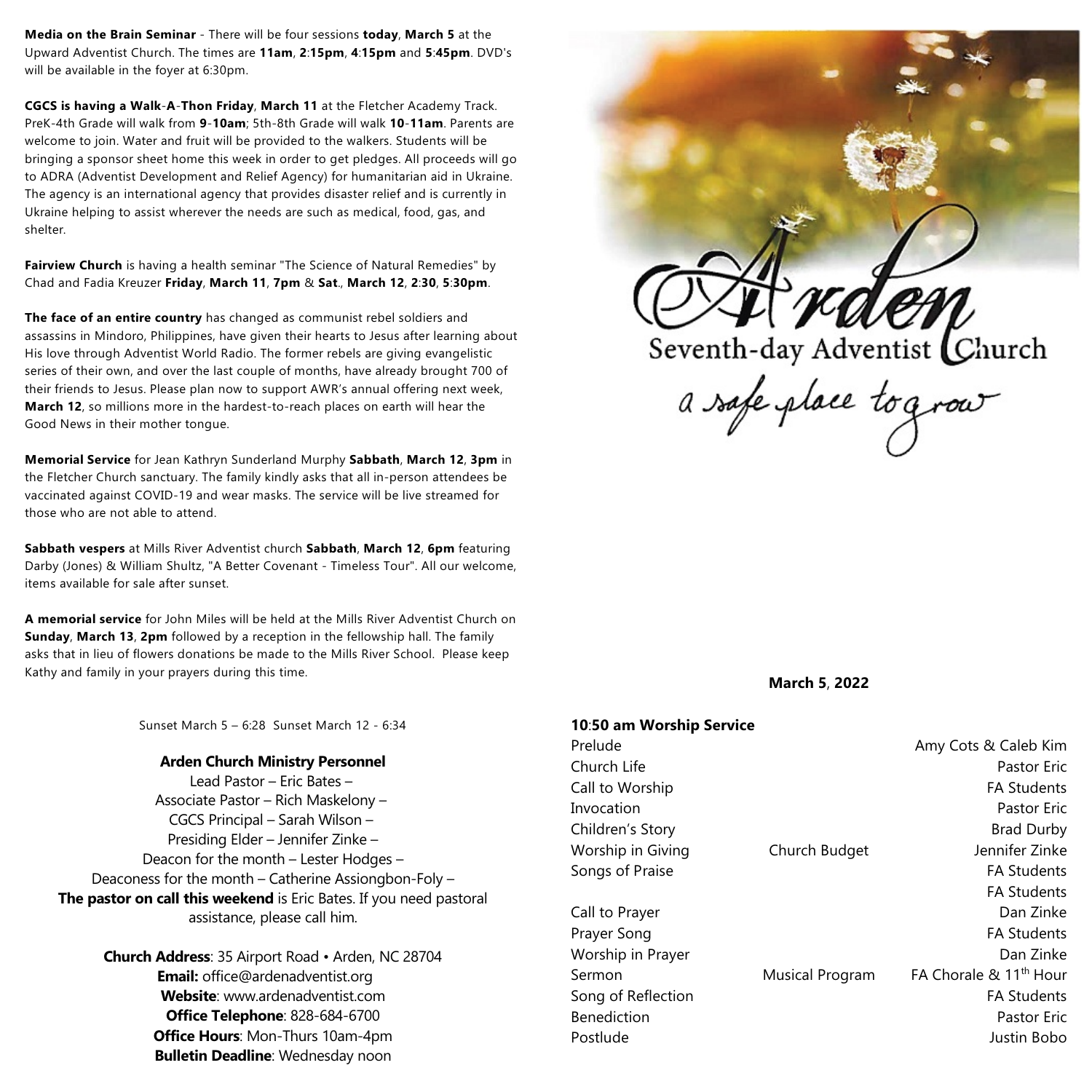**Media on the Brain Seminar** - There will be four sessions **today**, **March 5** at the Upward Adventist Church. The times are **11am**, **2**:**15pm**, **4**:**15pm** and **5**:**45pm**. DVD's will be available in the foyer at 6:30pm.

**CGCS is having a Walk**-**A**-**Thon Friday**, **March 11** at the Fletcher Academy Track. PreK-4th Grade will walk from **9**-**10am**; 5th-8th Grade will walk **10**-**11am**. Parents are welcome to join. Water and fruit will be provided to the walkers. Students will be bringing a sponsor sheet home this week in order to get pledges. All proceeds will go to ADRA (Adventist Development and Relief Agency) for humanitarian aid in Ukraine. The agency is an international agency that provides disaster relief and is currently in Ukraine helping to assist wherever the needs are such as medical, food, gas, and shelter.

**Fairview Church** is having a health seminar "The Science of Natural Remedies" by Chad and Fadia Kreuzer **Friday**, **March 11**, **7pm** & **Sat**., **March 12**, **2**:**30**, **5**:**30pm**.

**The face of an entire country** has changed as communist rebel soldiers and assassins in Mindoro, Philippines, have given their hearts to Jesus after learning about His love through Adventist World Radio. The former rebels are giving evangelistic series of their own, and over the last couple of months, have already brought 700 of their friends to Jesus. Please plan now to support AWR's annual offering next week, **March 12**, so millions more in the hardest-to-reach places on earth will hear the Good News in their mother tongue.

**Memorial Service** for Jean Kathryn Sunderland Murphy **Sabbath**, **March 12**, **3pm** in the Fletcher Church sanctuary. The family kindly asks that all in-person attendees be vaccinated against COVID-19 and wear masks. The service will be live streamed for those who are not able to attend.

**Sabbath vespers** at Mills River Adventist church **Sabbath**, **March 12**, **6pm** featuring Darby (Jones) & William Shultz, "A Better Covenant - Timeless Tour". All our welcome, items available for sale after sunset.

**A memorial service** for John Miles will be held at the Mills River Adventist Church on **Sunday**, **March 13**, **2pm** followed by a reception in the fellowship hall. The family asks that in lieu of flowers donations be made to the Mills River School. Please keep Kathy and family in your prayers during this time.

Sunset March 5 – 6:28 Sunset March 12 - 6:34

**Arden Church Ministry Personnel**

Lead Pastor – Eric Bates –
Associate Pastor – Rich Maskelony –
CGCS Principal – Sarah Wilson –
Presiding Elder – Jennifer Zinke –
Deacon for the month – Lester Hodges –
Deaconess for the month – Catherine Assiongbon-Foly –
**The pastor on call this weekend** is Eric Bates. If you need pastoral assistance, please call him.

**Church Address**: 35 Airport Road • Arden, NC 28704
**Email:** office@ardenadventist.org
**Website**: www.ardenadventist.com
**Office Telephone**: 828-684-6700
**Office Hours**: Mon-Thurs 10am-4pm
**Bulletin Deadline**: Wednesday noon

# Arden

## Seventh-day Adventist Church

*a safe place to grow*

**March 5**, **2022**

**10**:**50 am Worship Service**

| | | |
|---|---|---|
| Prelude | | Amy Cots & Caleb Kim |
| Church Life | | Pastor Eric |
| Call to Worship | | FA Students |
| Invocation | | Pastor Eric |
| Children's Story | | Brad Durby |
| Worship in Giving | Church Budget | Jennifer Zinke |
| Songs of Praise | | FA Students |
| | | FA Students |
| Call to Prayer | | Dan Zinke |
| Prayer Song | | FA Students |
| Worship in Prayer | | Dan Zinke |
| Sermon | Musical Program | FA Chorale & 11th Hour |
| Song of Reflection | | FA Students |
| Benediction | | Pastor Eric |
| Postlude | | Justin Bobo |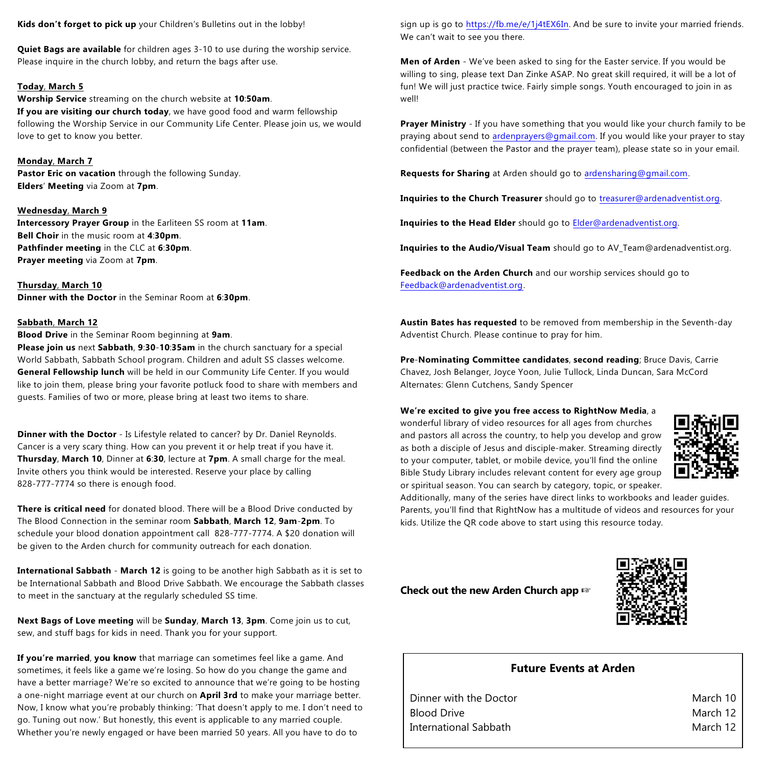**Kids don't forget to pick up** your Children's Bulletins out in the lobby!

**Quiet Bags are available** for children ages 3-10 to use during the worship service. Please inquire in the church lobby, and return the bags after use.

**Today, March 5**

**Worship Service** streaming on the church website at **10:50am**.

**If you are visiting our church today**, we have good food and warm fellowship following the Worship Service in our Community Life Center. Please join us, we would love to get to know you better.

**Monday, March 7**

**Pastor Eric on vacation** through the following Sunday.

**Elders' Meeting** via Zoom at **7pm**.

**Wednesday, March 9**

**Intercessory Prayer Group** in the Earliteen SS room at **11am**.

**Bell Choir** in the music room at **4:30pm**.

**Pathfinder meeting** in the CLC at **6:30pm**.

**Prayer meeting** via Zoom at **7pm**.

**Thursday, March 10**

**Dinner with the Doctor** in the Seminar Room at **6:30pm**.

**Sabbath, March 12**

**Blood Drive** in the Seminar Room beginning at **9am**.

**Please join us** next **Sabbath**, **9:30-10:35am** in the church sanctuary for a special World Sabbath, Sabbath School program. Children and adult SS classes welcome.

**General Fellowship lunch** will be held in our Community Life Center. If you would like to join them, please bring your favorite potluck food to share with members and guests. Families of two or more, please bring at least two items to share.

**Dinner with the Doctor** - Is Lifestyle related to cancer? by Dr. Daniel Reynolds. Cancer is a very scary thing. How can you prevent it or help treat if you have it. **Thursday**, **March 10**, Dinner at **6:30**, lecture at **7pm**. A small charge for the meal. Invite others you think would be interested. Reserve your place by calling 828-777-7774 so there is enough food.

**There is critical need** for donated blood. There will be a Blood Drive conducted by The Blood Connection in the seminar room **Sabbath**, **March 12**, **9am-2pm**. To schedule your blood donation appointment call 828-777-7774. A $20 donation will be given to the Arden church for community outreach for each donation.

**International Sabbath** - **March 12** is going to be another high Sabbath as it is set to be International Sabbath and Blood Drive Sabbath. We encourage the Sabbath classes to meet in the sanctuary at the regularly scheduled SS time.

**Next Bags of Love meeting** will be **Sunday**, **March 13**, **3pm**. Come join us to cut, sew, and stuff bags for kids in need. Thank you for your support.

**If you're married**, **you know** that marriage can sometimes feel like a game. And sometimes, it feels like a game we're losing. So how do you change the game and have a better marriage? We're so excited to announce that we're going to be hosting a one-night marriage event at our church on **April 3rd** to make your marriage better. Now, I know what you're probably thinking: 'That doesn't apply to me. I don't need to go. Tuning out now.' But honestly, this event is applicable to any married couple. Whether you're newly engaged or have been married 50 years. All you have to do to sign up is go to https://fb.me/e/1j4tEX6In. And be sure to invite your married friends. We can't wait to see you there.

**Men of Arden** - We've been asked to sing for the Easter service. If you would be willing to sing, please text Dan Zinke ASAP. No great skill required, it will be a lot of fun! We will just practice twice. Fairly simple songs. Youth encouraged to join in as well!

**Prayer Ministry** - If you have something that you would like your church family to be praying about send to ardenprayers@gmail.com. If you would like your prayer to stay confidential (between the Pastor and the prayer team), please state so in your email.

**Requests for Sharing** at Arden should go to ardensharing@gmail.com.

**Inquiries to the Church Treasurer** should go to treasurer@ardenadventist.org.

**Inquiries to the Head Elder** should go to Elder@ardenadventist.org.

**Inquiries to the Audio/Visual Team** should go to AV_Team@ardenadventist.org.

**Feedback on the Arden Church** and our worship services should go to Feedback@ardenadventist.org.

**Austin Bates has requested** to be removed from membership in the Seventh-day Adventist Church. Please continue to pray for him.

**Pre-Nominating Committee candidates**, **second reading**; Bruce Davis, Carrie Chavez, Josh Belanger, Joyce Yoon, Julie Tullock, Linda Duncan, Sara McCord Alternates: Glenn Cutchens, Sandy Spencer

**We're excited to give you free access to RightNow Media**, a wonderful library of video resources for all ages from churches and pastors all across the country, to help you develop and grow as both a disciple of Jesus and disciple-maker. Streaming directly to your computer, tablet, or mobile device, you'll find the online Bible Study Library includes relevant content for every age group or spiritual season. You can search by category, topic, or speaker. Additionally, many of the series have direct links to workbooks and leader guides. Parents, you'll find that RightNow has a multitude of videos and resources for your kids. Utilize the QR code above to start using this resource today.

**Check out the new Arden Church app** ☞

## Future Events at Arden

| | |
|---|---|
| Dinner with the Doctor | March 10 |
| Blood Drive | March 12 |
| International Sabbath | March 12 |